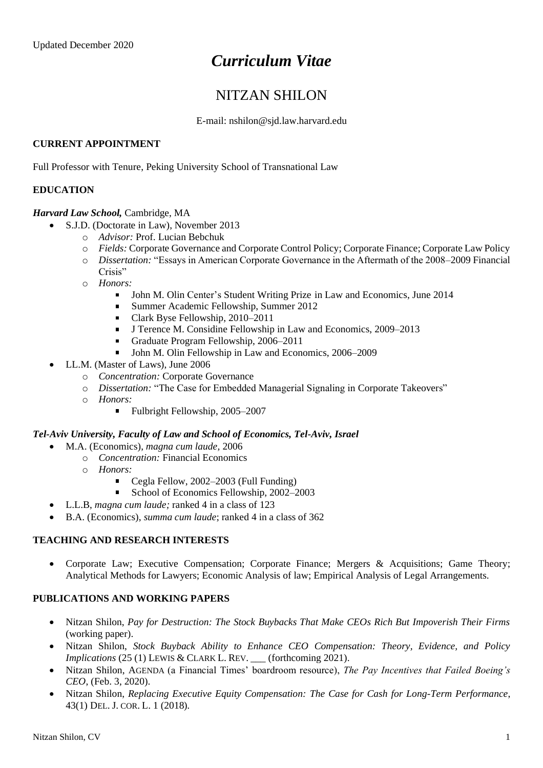Updated December 2020

# *Curriculum Vitae*

## NITZAN SHILON

E-mail: nshilon@sjd.law.harvard.edu

### CURRENT APPOINTMENT

Full Professor with Tenure, Peking University School of Transnational Law

### EDUCATION

***Harvard Law School,*** Cambridge, MA

- S.J.D. (Doctorate in Law), November 2013
  - *Advisor:* Prof. Lucian Bebchuk
  - *Fields:* Corporate Governance and Corporate Control Policy; Corporate Finance; Corporate Law Policy
  - *Dissertation:* "Essays in American Corporate Governance in the Aftermath of the 2008–2009 Financial Crisis"
  - *Honors:*
    - John M. Olin Center's Student Writing Prize in Law and Economics, June 2014
    - Summer Academic Fellowship, Summer 2012
    - Clark Byse Fellowship, 2010–2011
    - J Terence M. Considine Fellowship in Law and Economics, 2009–2013
    - Graduate Program Fellowship, 2006–2011
    - John M. Olin Fellowship in Law and Economics, 2006–2009
- LL.M. (Master of Laws), June 2006
  - *Concentration:* Corporate Governance
  - *Dissertation:* "The Case for Embedded Managerial Signaling in Corporate Takeovers"
  - *Honors:*
    - Fulbright Fellowship, 2005–2007

***Tel-Aviv University, Faculty of Law and School of Economics, Tel-Aviv, Israel***

- M.A. (Economics), *magna cum laude,* 2006
  - *Concentration:* Financial Economics
  - *Honors:*
    - Cegla Fellow, 2002–2003 (Full Funding)
    - School of Economics Fellowship, 2002–2003
- L.L.B, *magna cum laude;* ranked 4 in a class of 123
- B.A. (Economics), *summa cum laude*; ranked 4 in a class of 362

### TEACHING AND RESEARCH INTERESTS

- Corporate Law; Executive Compensation; Corporate Finance; Mergers & Acquisitions; Game Theory; Analytical Methods for Lawyers; Economic Analysis of law; Empirical Analysis of Legal Arrangements.

### PUBLICATIONS AND WORKING PAPERS

- Nitzan Shilon, *Pay for Destruction: The Stock Buybacks That Make CEOs Rich But Impoverish Their Firms* (working paper).
- Nitzan Shilon, *Stock Buyback Ability to Enhance CEO Compensation: Theory, Evidence, and Policy Implications* (25 (1) LEWIS & CLARK L. REV. ___ (forthcoming 2021).
- Nitzan Shilon, AGENDA (a Financial Times' boardroom resource), *The Pay Incentives that Failed Boeing's CEO*, (Feb. 3, 2020).
- Nitzan Shilon, *Replacing Executive Equity Compensation: The Case for Cash for Long-Term Performance*, 43(1) DEL. J. COR. L. 1 (2018).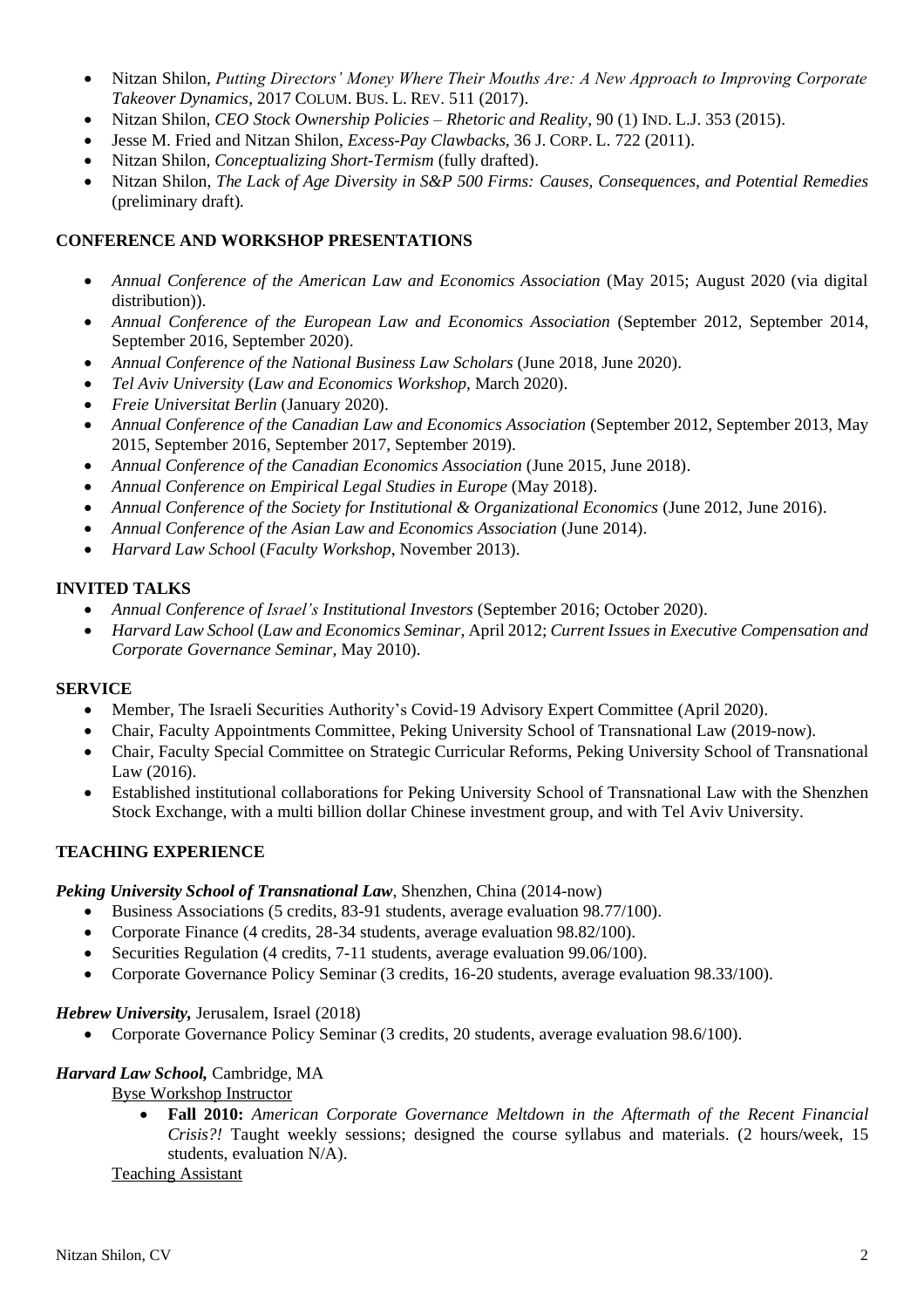- Nitzan Shilon, *Putting Directors' Money Where Their Mouths Are: A New Approach to Improving Corporate Takeover Dynamics*, 2017 COLUM. BUS. L. REV. 511 (2017).
- Nitzan Shilon, *CEO Stock Ownership Policies – Rhetoric and Reality*, 90 (1) IND. L.J. 353 (2015).
- Jesse M. Fried and Nitzan Shilon, *Excess-Pay Clawbacks*, 36 J. CORP. L. 722 (2011).
- Nitzan Shilon, *Conceptualizing Short-Termism* (fully drafted).
- Nitzan Shilon, *The Lack of Age Diversity in S&P 500 Firms: Causes, Consequences, and Potential Remedies* (preliminary draft).

**CONFERENCE AND WORKSHOP PRESENTATIONS**

- *Annual Conference of the American Law and Economics Association* (May 2015; August 2020 (via digital distribution)).
- *Annual Conference of the European Law and Economics Association* (September 2012, September 2014, September 2016, September 2020).
- *Annual Conference of the National Business Law Scholars* (June 2018, June 2020).
- *Tel Aviv University* (*Law and Economics Workshop*, March 2020).
- *Freie Universitat Berlin* (January 2020).
- *Annual Conference of the Canadian Law and Economics Association* (September 2012, September 2013, May 2015, September 2016, September 2017, September 2019).
- *Annual Conference of the Canadian Economics Association* (June 2015, June 2018).
- *Annual Conference on Empirical Legal Studies in Europe* (May 2018).
- *Annual Conference of the Society for Institutional & Organizational Economics* (June 2012, June 2016).
- *Annual Conference of the Asian Law and Economics Association* (June 2014).
- *Harvard Law School* (*Faculty Workshop*, November 2013).

**INVITED TALKS**

- *Annual Conference of Israel's Institutional Investors* (September 2016; October 2020).
- *Harvard Law School* (*Law and Economics Seminar*, April 2012; *Current Issues in Executive Compensation and Corporate Governance Seminar*, May 2010).

**SERVICE**

- Member, The Israeli Securities Authority's Covid-19 Advisory Expert Committee (April 2020).
- Chair, Faculty Appointments Committee, Peking University School of Transnational Law (2019-now).
- Chair, Faculty Special Committee on Strategic Curricular Reforms, Peking University School of Transnational Law (2016).
- Established institutional collaborations for Peking University School of Transnational Law with the Shenzhen Stock Exchange, with a multi billion dollar Chinese investment group, and with Tel Aviv University.

**TEACHING EXPERIENCE**

***Peking University School of Transnational Law***, Shenzhen, China (2014-now)

- Business Associations (5 credits, 83-91 students, average evaluation 98.77/100).
- Corporate Finance (4 credits, 28-34 students, average evaluation 98.82/100).
- Securities Regulation (4 credits, 7-11 students, average evaluation 99.06/100).
- Corporate Governance Policy Seminar (3 credits, 16-20 students, average evaluation 98.33/100).

***Hebrew University,*** Jerusalem, Israel (2018)

- Corporate Governance Policy Seminar (3 credits, 20 students, average evaluation 98.6/100).

***Harvard Law School,*** Cambridge, MA

Byse Workshop Instructor

- **Fall 2010:** *American Corporate Governance Meltdown in the Aftermath of the Recent Financial Crisis?!* Taught weekly sessions; designed the course syllabus and materials. (2 hours/week, 15 students, evaluation N/A).

Teaching Assistant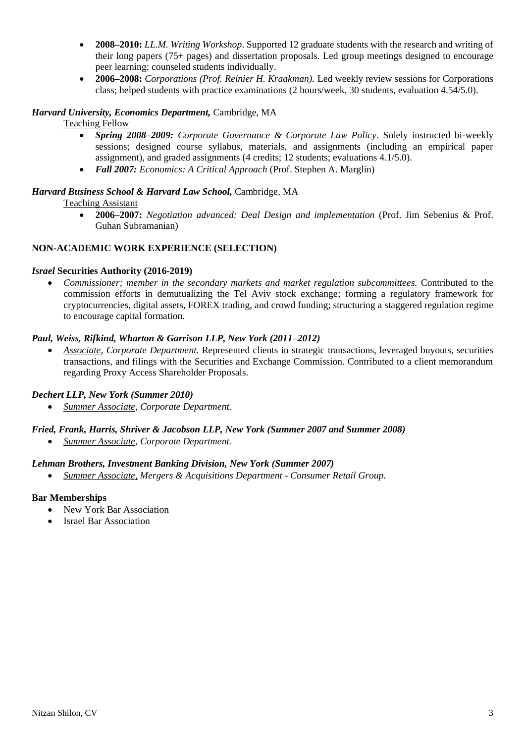- **2008–2010:** *LL.M. Writing Workshop*. Supported 12 graduate students with the research and writing of their long papers (75+ pages) and dissertation proposals. Led group meetings designed to encourage peer learning; counseled students individually.
- **2006–2008:** *Corporations (Prof. Reinier H. Kraakman).* Led weekly review sessions for Corporations class; helped students with practice examinations (2 hours/week, 30 students, evaluation 4.54/5.0).

***Harvard University, Economics Department,*** Cambridge, MA

Teaching Fellow

- ***Spring 2008–2009:*** *Corporate Governance & Corporate Law Policy*. Solely instructed bi-weekly sessions; designed course syllabus, materials, and assignments (including an empirical paper assignment), and graded assignments (4 credits; 12 students; evaluations 4.1/5.0).
- ***Fall 2007:*** *Economics: A Critical Approach* (Prof. Stephen A. Marglin)

***Harvard Business School & Harvard Law School,*** Cambridge, MA

Teaching Assistant

- **2006–2007:** *Negotiation advanced: Deal Design and implementation* (Prof. Jim Sebenius & Prof. Guhan Subramanian)

## NON-ACADEMIC WORK EXPERIENCE (SELECTION)

***Israel*** **Securities Authority (2016-2019)**

- *Commissioner; member in the secondary markets and market regulation subcommittees.* Contributed to the commission efforts in demutualizing the Tel Aviv stock exchange; forming a regulatory framework for cryptocurrencies, digital assets, FOREX trading, and crowd funding; structuring a staggered regulation regime to encourage capital formation.

***Paul, Weiss, Rifkind, Wharton & Garrison LLP, New York (2011–2012)***

- *Associate, Corporate Department.* Represented clients in strategic transactions, leveraged buyouts, securities transactions, and filings with the Securities and Exchange Commission. Contributed to a client memorandum regarding Proxy Access Shareholder Proposals.

***Dechert LLP, New York (Summer 2010)***

- *Summer Associate, Corporate Department.*

***Fried, Frank, Harris, Shriver & Jacobson LLP, New York (Summer 2007 and Summer 2008)***

- *Summer Associate, Corporate Department.*

***Lehman Brothers, Investment Banking Division, New York (Summer 2007)***

- *Summer Associate, Mergers & Acquisitions Department - Consumer Retail Group.*

**Bar Memberships**

- New York Bar Association
- Israel Bar Association